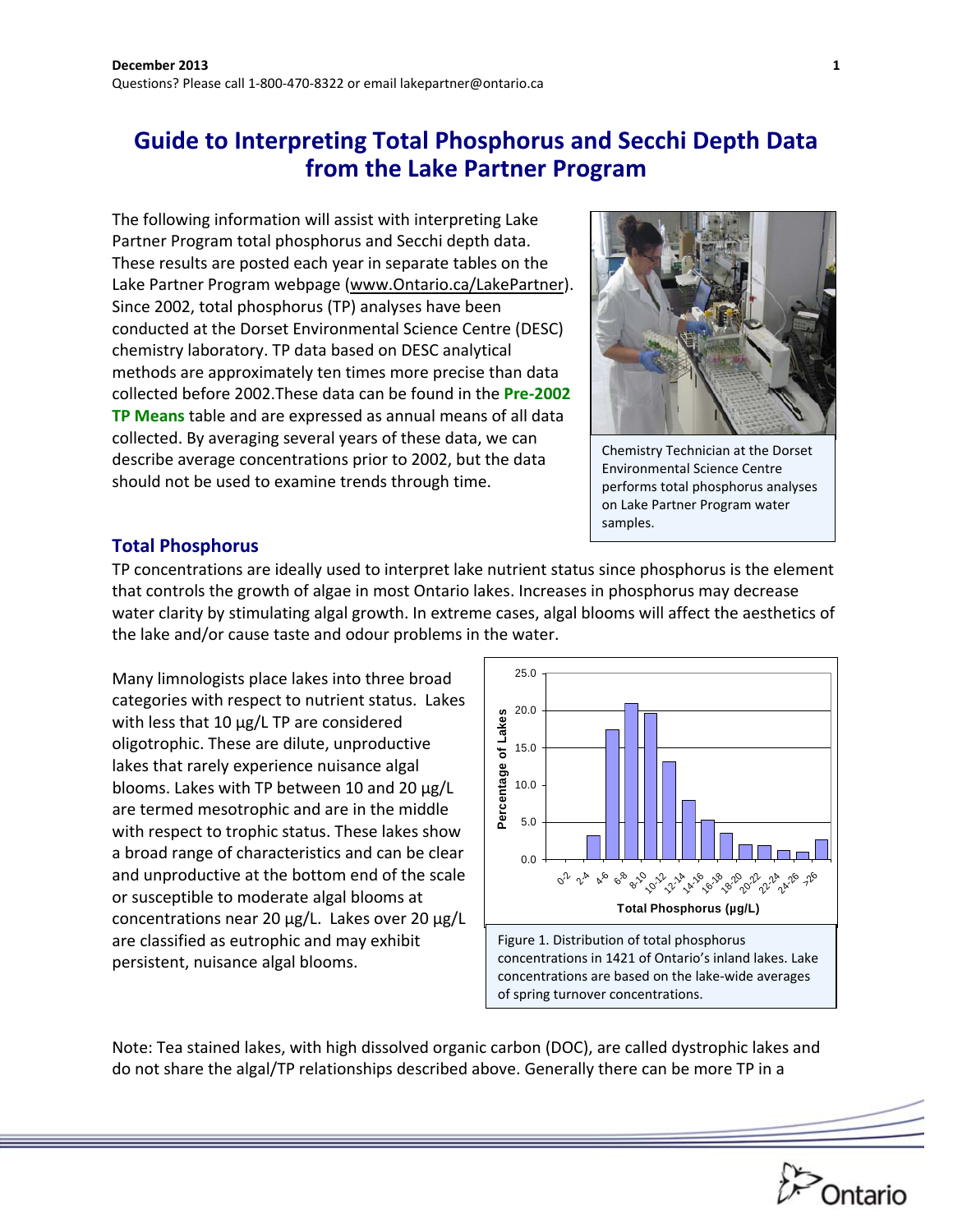# Guide to Interpreting Total Phosphorus and Secchi Depth Data from the Lake Partner Program

The following information will assist with interpreting Lake Partner Program total phosphorus and Secchi depth data. These results are posted each year in separate tables on the Lake Partner Program webpage (www.Ontario.ca/LakePartner). Since 2002, total phosphorus (TP) analyses have been conducted at the Dorset Environmental Science Centre (DESC) chemistry laboratory. TP data based on DESC analytical methods are approximately ten times more precise than data collected before 2002.These data can be found in the **Pre-2002 TP Means** table and are expressed as annual means of all data collected. By averaging several years of these data, we can describe average concentrations prior to 2002, but the data should not be used to examine trends through time.

Chemistry Technician at the Dorset Environmental Science Centre performs total phosphorus analyses on Lake Partner Program water samples.

## Total Phosphorus

TP concentrations are ideally used to interpret lake nutrient status since phosphorus is the element that controls the growth of algae in most Ontario lakes. Increases in phosphorus may decrease water clarity by stimulating algal growth. In extreme cases, algal blooms will affect the aesthetics of the lake and/or cause taste and odour problems in the water.

Many limnologists place lakes into three broad categories with respect to nutrient status. Lakes with less that 10 µg/L TP are considered oligotrophic. These are dilute, unproductive lakes that rarely experience nuisance algal blooms. Lakes with TP between 10 and 20 µg/L are termed mesotrophic and are in the middle with respect to trophic status. These lakes show a broad range of characteristics and can be clear and unproductive at the bottom end of the scale or susceptible to moderate algal blooms at concentrations near 20 µg/L. Lakes over 20 µg/L are classified as eutrophic and may exhibit persistent, nuisance algal blooms.

Figure 1. Distribution of total phosphorus concentrations in 1421 of Ontario's inland lakes. Lake concentrations are based on the lake-wide averages of spring turnover concentrations.

Note: Tea stained lakes, with high dissolved organic carbon (DOC), are called dystrophic lakes and do not share the algal/TP relationships described above. Generally there can be more TP in a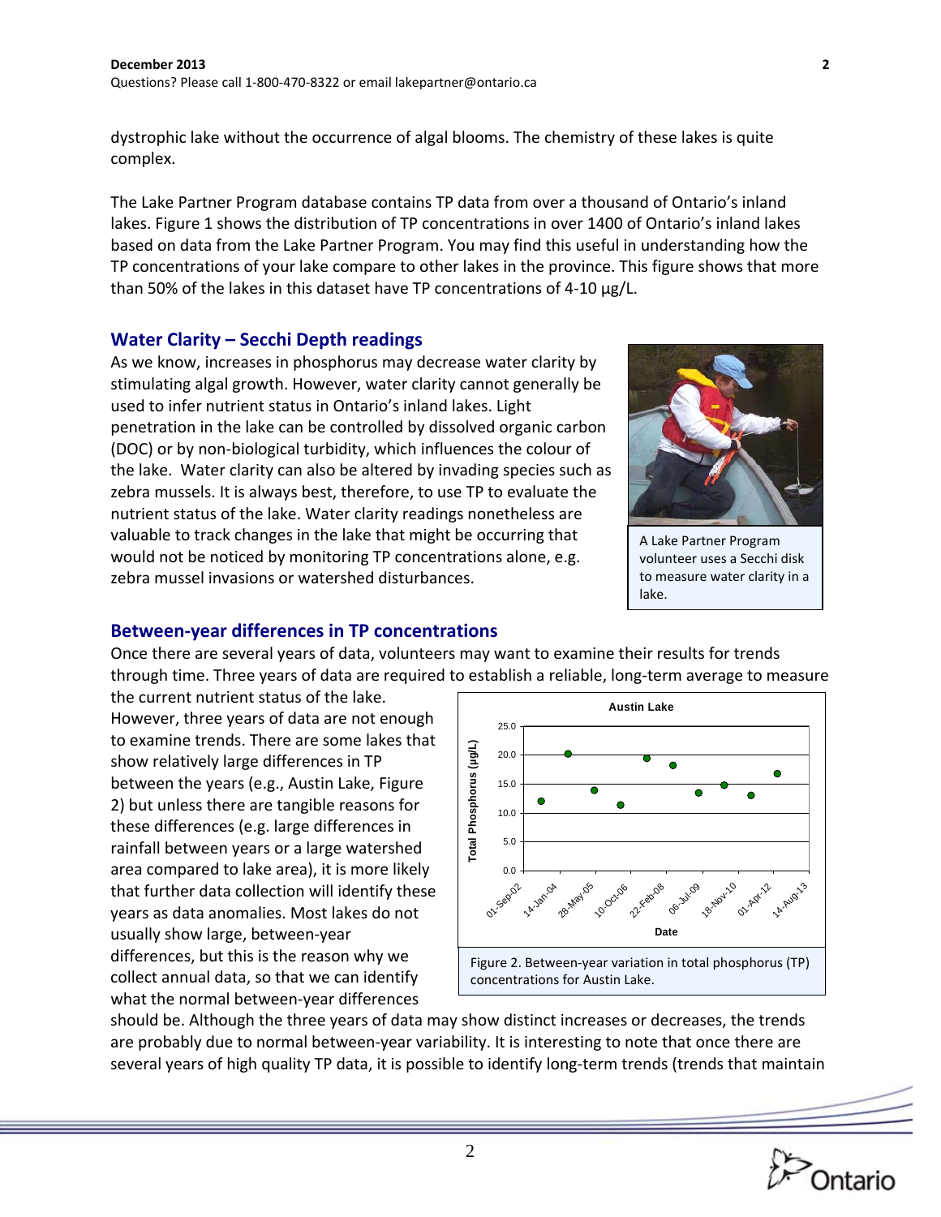dystrophic lake without the occurrence of algal blooms. The chemistry of these lakes is quite complex.

The Lake Partner Program database contains TP data from over a thousand of Ontario's inland lakes. Figure 1 shows the distribution of TP concentrations in over 1400 of Ontario's inland lakes based on data from the Lake Partner Program. You may find this useful in understanding how the TP concentrations of your lake compare to other lakes in the province. This figure shows that more than 50% of the lakes in this dataset have TP concentrations of 4-10 µg/L.

## Water Clarity – Secchi Depth readings

As we know, increases in phosphorus may decrease water clarity by stimulating algal growth. However, water clarity cannot generally be used to infer nutrient status in Ontario's inland lakes. Light penetration in the lake can be controlled by dissolved organic carbon (DOC) or by non-biological turbidity, which influences the colour of the lake. Water clarity can also be altered by invading species such as zebra mussels. It is always best, therefore, to use TP to evaluate the nutrient status of the lake. Water clarity readings nonetheless are valuable to track changes in the lake that might be occurring that would not be noticed by monitoring TP concentrations alone, e.g. zebra mussel invasions or watershed disturbances.

A Lake Partner Program volunteer uses a Secchi disk to measure water clarity in a lake.

## Between-year differences in TP concentrations

Once there are several years of data, volunteers may want to examine their results for trends through time. Three years of data are required to establish a reliable, long-term average to measure the current nutrient status of the lake. However, three years of data are not enough to examine trends. There are some lakes that show relatively large differences in TP between the years (e.g., Austin Lake, Figure 2) but unless there are tangible reasons for these differences (e.g. large differences in rainfall between years or a large watershed area compared to lake area), it is more likely that further data collection will identify these years as data anomalies. Most lakes do not usually show large, between-year differences, but this is the reason why we collect annual data, so that we can identify what the normal between-year differences should be. Although the three years of data may show distinct increases or decreases, the trends are probably due to normal between-year variability. It is interesting to note that once there are several years of high quality TP data, it is possible to identify long-term trends (trends that maintain

Figure 2. Between-year variation in total phosphorus (TP) concentrations for Austin Lake.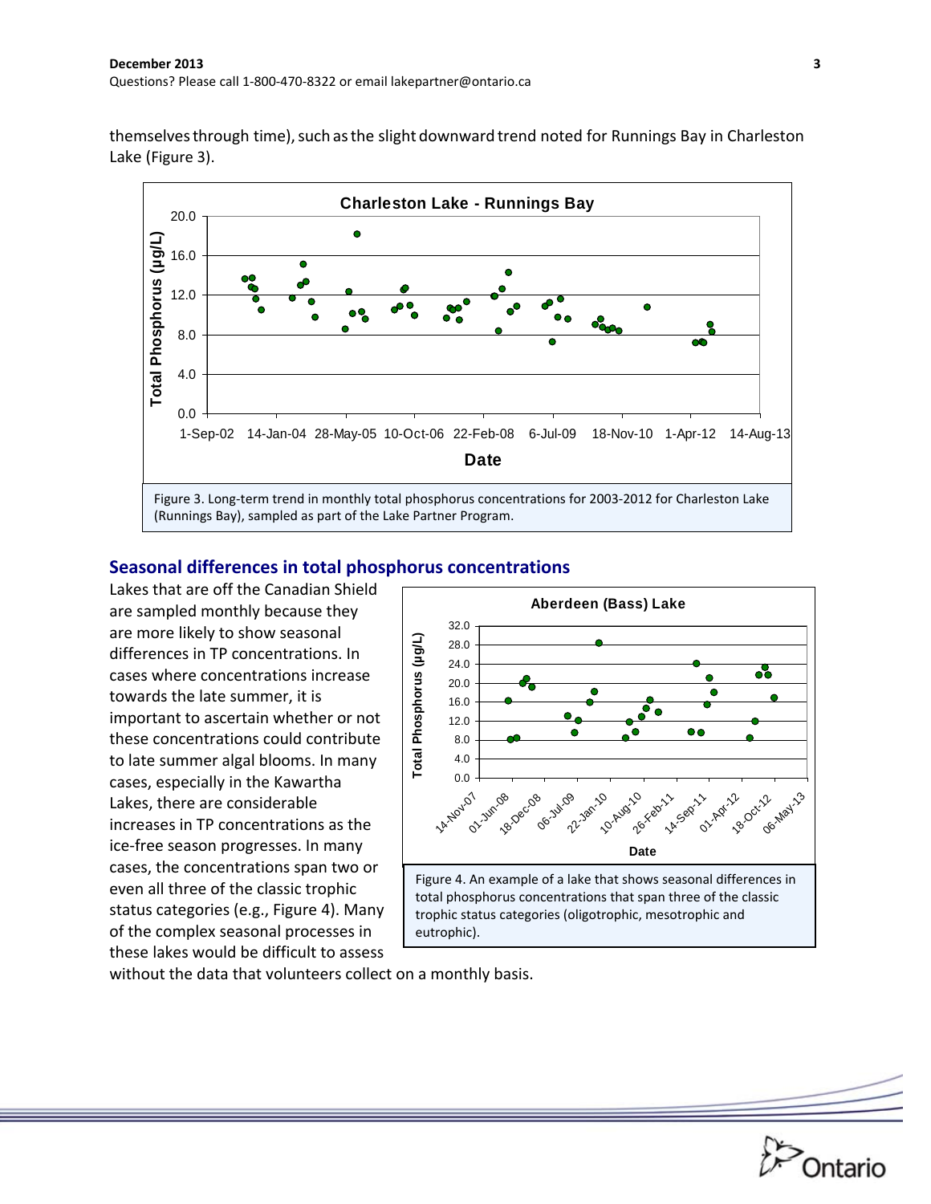themselves through time), such as the slight downward trend noted for Runnings Bay in Charleston Lake (Figure 3).

Figure 3. Long-term trend in monthly total phosphorus concentrations for 2003-2012 for Charleston Lake (Runnings Bay), sampled as part of the Lake Partner Program.

## Seasonal differences in total phosphorus concentrations

Lakes that are off the Canadian Shield are sampled monthly because they are more likely to show seasonal differences in TP concentrations. In cases where concentrations increase towards the late summer, it is important to ascertain whether or not these concentrations could contribute to late summer algal blooms. In many cases, especially in the Kawartha Lakes, there are considerable increases in TP concentrations as the ice-free season progresses. In many cases, the concentrations span two or even all three of the classic trophic status categories (e.g., Figure 4). Many of the complex seasonal processes in these lakes would be difficult to assess without the data that volunteers collect on a monthly basis.

Figure 4. An example of a lake that shows seasonal differences in total phosphorus concentrations that span three of the classic trophic status categories (oligotrophic, mesotrophic and eutrophic).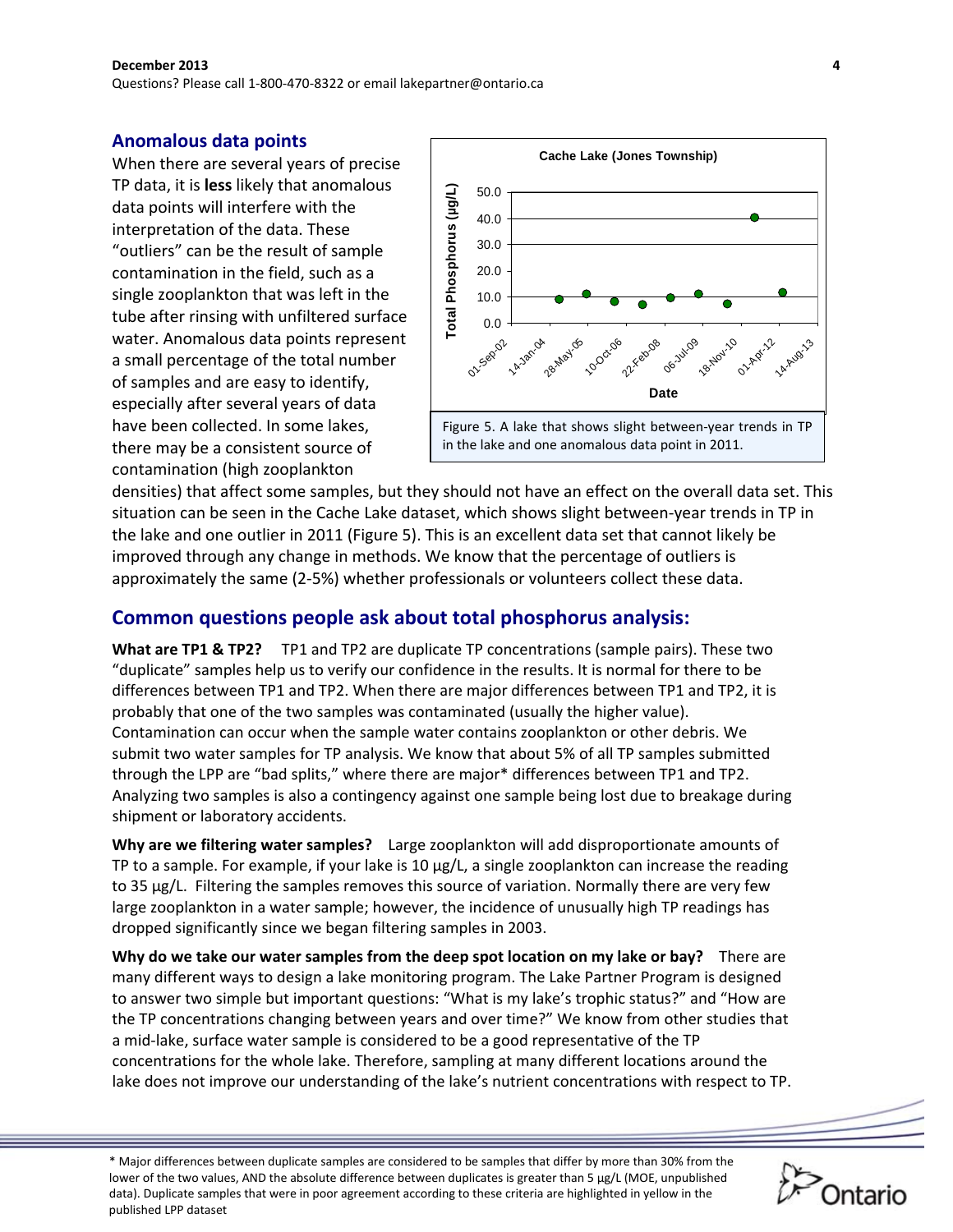## Anomalous data points

When there are several years of precise TP data, it is **less** likely that anomalous data points will interfere with the interpretation of the data. These "outliers" can be the result of sample contamination in the field, such as a single zooplankton that was left in the tube after rinsing with unfiltered surface water. Anomalous data points represent a small percentage of the total number of samples and are easy to identify, especially after several years of data have been collected. In some lakes, there may be a consistent source of contamination (high zooplankton densities) that affect some samples, but they should not have an effect on the overall data set. This situation can be seen in the Cache Lake dataset, which shows slight between-year trends in TP in the lake and one outlier in 2011 (Figure 5). This is an excellent data set that cannot likely be improved through any change in methods. We know that the percentage of outliers is approximately the same (2-5%) whether professionals or volunteers collect these data.

Cache Lake (Jones Township)

Total Phosphorus (µg/L)

50.0
40.0
30.0
20.0
10.0
0.0

01-Sep-02
14-Jan-04
28-May-05
10-Oct-06
22-Feb-08
06-Jul-09
18-Nov-10
01-Apr-12
14-Aug-13

Date

Figure 5. A lake that shows slight between-year trends in TP in the lake and one anomalous data point in 2011.

## Common questions people ask about total phosphorus analysis:

**What are TP1 & TP2?** TP1 and TP2 are duplicate TP concentrations (sample pairs). These two "duplicate" samples help us to verify our confidence in the results. It is normal for there to be differences between TP1 and TP2. When there are major differences between TP1 and TP2, it is probably that one of the two samples was contaminated (usually the higher value). Contamination can occur when the sample water contains zooplankton or other debris. We submit two water samples for TP analysis. We know that about 5% of all TP samples submitted through the LPP are "bad splits," where there are major* differences between TP1 and TP2. Analyzing two samples is also a contingency against one sample being lost due to breakage during shipment or laboratory accidents.

**Why are we filtering water samples?** Large zooplankton will add disproportionate amounts of TP to a sample. For example, if your lake is 10 µg/L, a single zooplankton can increase the reading to 35 µg/L. Filtering the samples removes this source of variation. Normally there are very few large zooplankton in a water sample; however, the incidence of unusually high TP readings has dropped significantly since we began filtering samples in 2003.

**Why do we take our water samples from the deep spot location on my lake or bay?** There are many different ways to design a lake monitoring program. The Lake Partner Program is designed to answer two simple but important questions: "What is my lake's trophic status?" and "How are the TP concentrations changing between years and over time?" We know from other studies that a mid-lake, surface water sample is considered to be a good representative of the TP concentrations for the whole lake. Therefore, sampling at many different locations around the lake does not improve our understanding of the lake's nutrient concentrations with respect to TP.

---

* Major differences between duplicate samples are considered to be samples that differ by more than 30% from the lower of the two values, AND the absolute difference between duplicates is greater than 5 µg/L (MOE, unpublished data). Duplicate samples that were in poor agreement according to these criteria are highlighted in yellow in the published LPP dataset